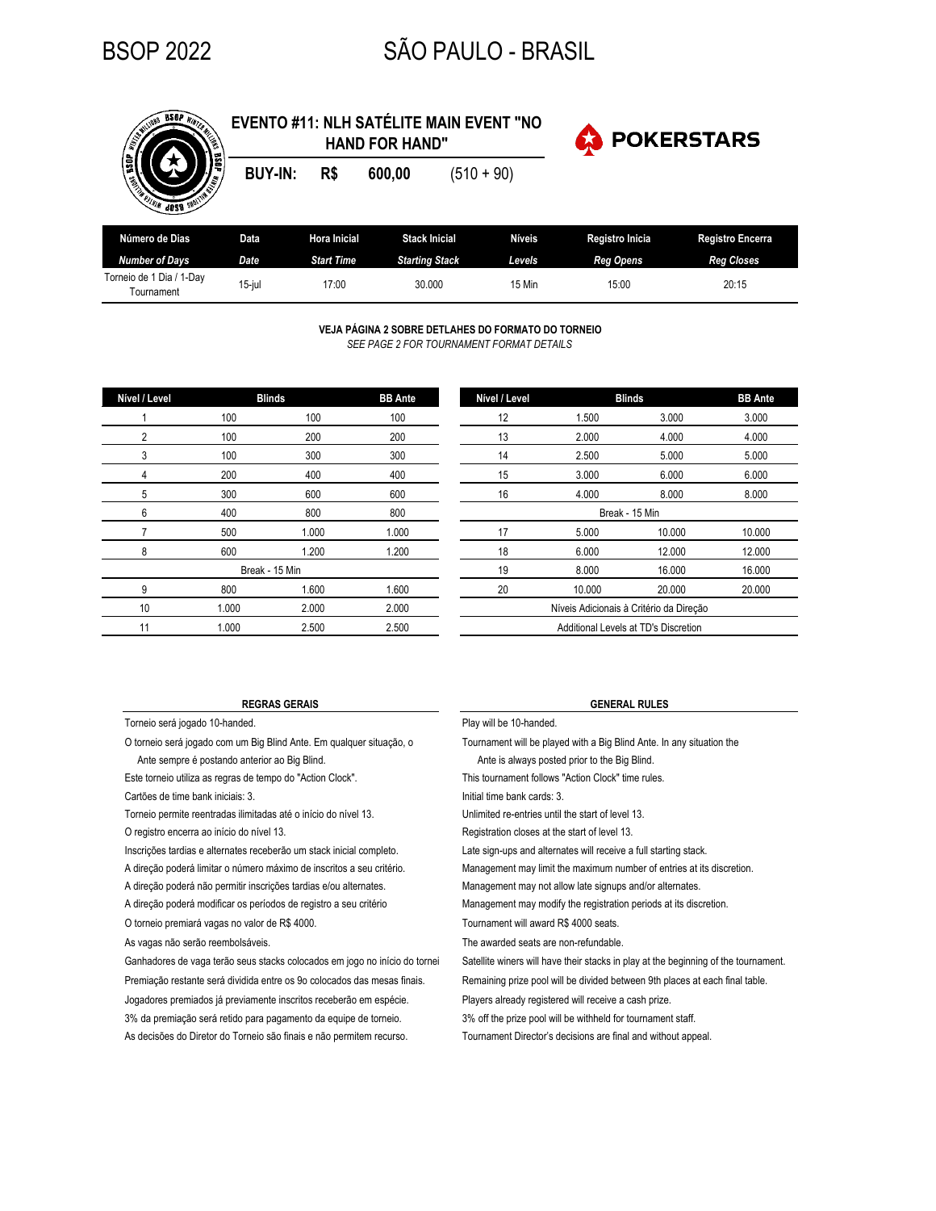# BSOP 2022 — SÃO PAULO - BRASIL

## EVENTO #11: NLH SATÉLITE MAIN EVENT "NO HAND FOR HAND"

**BUY-IN: R$ 600,00** (510 + 90)

POKERSTARS

| Número de Dias *Number of Days* | Data *Date* | Hora Inicial *Start Time* | Stack Inicial *Starting Stack* | Níveis *Levels* | Registro Inicia *Reg Opens* | Registro Encerra *Reg Closes* |
|---|---|---|---|---|---|---|
| Torneio de 1 Dia / 1-Day Tournament | 15-jul | 17:00 | 30.000 | 15 Min | 15:00 | 20:15 |

**VEJA PÁGINA 2 SOBRE DETLAHES DO FORMATO DO TORNEIO**

*SEE PAGE 2 FOR TOURNAMENT FORMAT DETAILS*

| Nível / Level | Blinds | | BB Ante |
|---|---|---|---|
| 1 | 100 | 100 | 100 |
| 2 | 100 | 200 | 200 |
| 3 | 100 | 300 | 300 |
| 4 | 200 | 400 | 400 |
| 5 | 300 | 600 | 600 |
| 6 | 400 | 800 | 800 |
| 7 | 500 | 1.000 | 1.000 |
| 8 | 600 | 1.200 | 1.200 |
| Break - 15 Min | | | |
| 9 | 800 | 1.600 | 1.600 |
| 10 | 1.000 | 2.000 | 2.000 |
| 11 | 1.000 | 2.500 | 2.500 |
| 12 | 1.500 | 3.000 | 3.000 |
| 13 | 2.000 | 4.000 | 4.000 |
| 14 | 2.500 | 5.000 | 5.000 |
| 15 | 3.000 | 6.000 | 6.000 |
| 16 | 4.000 | 8.000 | 8.000 |
| Break - 15 Min | | | |
| 17 | 5.000 | 10.000 | 10.000 |
| 18 | 6.000 | 12.000 | 12.000 |
| 19 | 8.000 | 16.000 | 16.000 |
| 20 | 10.000 | 20.000 | 20.000 |
| Níveis Adicionais à Critério da Direção | | | |
| Additional Levels at TD's Discretion | | | |

### REGRAS GERAIS

- Torneio será jogado 10-handed.
- O torneio será jogado com um Big Blind Ante. Em qualquer situação, o Ante sempre é postando anterior ao Big Blind.
- Este torneio utiliza as regras de tempo do "Action Clock".
- Cartões de time bank iniciais: 3.
- Torneio permite reentradas ilimitadas até o início do nível 13.
- O registro encerra ao início do nível 13.
- Inscrições tardias e alternates receberão um stack inicial completo.
- A direção poderá limitar o número máximo de inscritos a seu critério.
- A direção poderá não permitir inscrições tardias e/ou alternates.
- A direção poderá modificar os períodos de registro a seu critério
- O torneio premiará vagas no valor de R$ 4000.
- As vagas não serão reembolsáveis.
- Ganhadores de vaga terão seus stacks colocados em jogo no início do tornei
- Premiação restante será dividida entre os 9o colocados das mesas finais.
- Jogadores premiados já previamente inscritos receberão em espécie.
- 3% da premiação será retido para pagamento da equipe de torneio.
- As decisões do Diretor do Torneio são finais e não permitem recurso.

### GENERAL RULES

- Play will be 10-handed.
- Tournament will be played with a Big Blind Ante. In any situation the Ante is always posted prior to the Big Blind.
- This tournament follows "Action Clock" time rules.
- Initial time bank cards: 3.
- Unlimited re-entries until the start of level 13.
- Registration closes at the start of level 13.
- Late sign-ups and alternates will receive a full starting stack.
- Management may limit the maximum number of entries at its discretion.
- Management may not allow late signups and/or alternates.
- Management may modify the registration periods at its discretion.
- Tournament will award R$ 4000 seats.
- The awarded seats are non-refundable.
- Satellite winers will have their stacks in play at the beginning of the tournament.
- Remaining prize pool will be divided between 9th places at each final table.
- Players already registered will receive a cash prize.
- 3% off the prize pool will be withheld for tournament staff.
- Tournament Director's decisions are final and without appeal.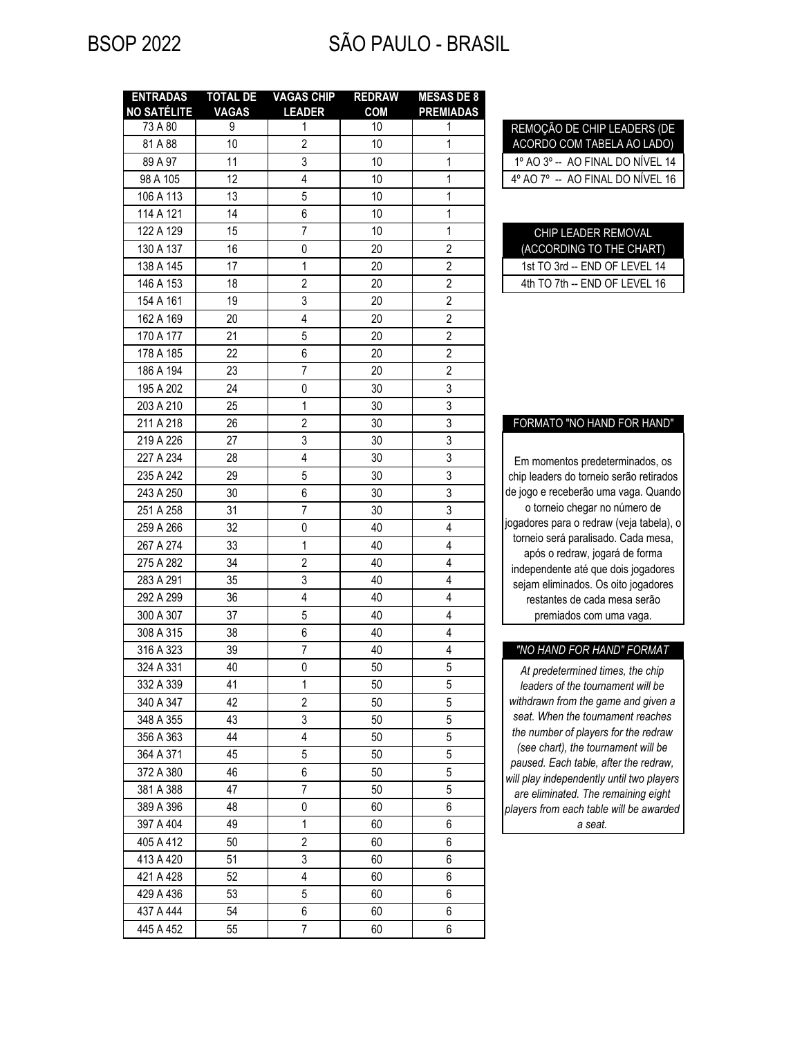# BSOP 2022 SÃO PAULO - BRASIL

| ENTRADAS NO SATÉLITE | TOTAL DE VAGAS | VAGAS CHIP LEADER | REDRAW COM | MESAS DE 8 PREMIADAS |
|---|---|---|---|---|
| 73 A 80 | 9 | 1 | 10 | 1 |
| 81 A 88 | 10 | 2 | 10 | 1 |
| 89 A 97 | 11 | 3 | 10 | 1 |
| 98 A 105 | 12 | 4 | 10 | 1 |
| 106 A 113 | 13 | 5 | 10 | 1 |
| 114 A 121 | 14 | 6 | 10 | 1 |
| 122 A 129 | 15 | 7 | 10 | 1 |
| 130 A 137 | 16 | 0 | 20 | 2 |
| 138 A 145 | 17 | 1 | 20 | 2 |
| 146 A 153 | 18 | 2 | 20 | 2 |
| 154 A 161 | 19 | 3 | 20 | 2 |
| 162 A 169 | 20 | 4 | 20 | 2 |
| 170 A 177 | 21 | 5 | 20 | 2 |
| 178 A 185 | 22 | 6 | 20 | 2 |
| 186 A 194 | 23 | 7 | 20 | 2 |
| 195 A 202 | 24 | 0 | 30 | 3 |
| 203 A 210 | 25 | 1 | 30 | 3 |
| 211 A 218 | 26 | 2 | 30 | 3 |
| 219 A 226 | 27 | 3 | 30 | 3 |
| 227 A 234 | 28 | 4 | 30 | 3 |
| 235 A 242 | 29 | 5 | 30 | 3 |
| 243 A 250 | 30 | 6 | 30 | 3 |
| 251 A 258 | 31 | 7 | 30 | 3 |
| 259 A 266 | 32 | 0 | 40 | 4 |
| 267 A 274 | 33 | 1 | 40 | 4 |
| 275 A 282 | 34 | 2 | 40 | 4 |
| 283 A 291 | 35 | 3 | 40 | 4 |
| 292 A 299 | 36 | 4 | 40 | 4 |
| 300 A 307 | 37 | 5 | 40 | 4 |
| 308 A 315 | 38 | 6 | 40 | 4 |
| 316 A 323 | 39 | 7 | 40 | 4 |
| 324 A 331 | 40 | 0 | 50 | 5 |
| 332 A 339 | 41 | 1 | 50 | 5 |
| 340 A 347 | 42 | 2 | 50 | 5 |
| 348 A 355 | 43 | 3 | 50 | 5 |
| 356 A 363 | 44 | 4 | 50 | 5 |
| 364 A 371 | 45 | 5 | 50 | 5 |
| 372 A 380 | 46 | 6 | 50 | 5 |
| 381 A 388 | 47 | 7 | 50 | 5 |
| 389 A 396 | 48 | 0 | 60 | 6 |
| 397 A 404 | 49 | 1 | 60 | 6 |
| 405 A 412 | 50 | 2 | 60 | 6 |
| 413 A 420 | 51 | 3 | 60 | 6 |
| 421 A 428 | 52 | 4 | 60 | 6 |
| 429 A 436 | 53 | 5 | 60 | 6 |
| 437 A 444 | 54 | 6 | 60 | 6 |
| 445 A 452 | 55 | 7 | 60 | 6 |

| REMOÇÃO DE CHIP LEADERS (DE ACORDO COM TABELA AO LADO) |
|---|
| 1º AO 3º -- AO FINAL DO NÍVEL 14 |
| 4º AO 7º -- AO FINAL DO NÍVEL 16 |

| CHIP LEADER REMOVAL (ACCORDING TO THE CHART) |
|---|
| 1st TO 3rd -- END OF LEVEL 14 |
| 4th TO 7th -- END OF LEVEL 16 |

**FORMATO "NO HAND FOR HAND"**

Em momentos predeterminados, os chip leaders do torneio serão retirados de jogo e receberão uma vaga. Quando o torneio chegar no número de jogadores para o redraw (veja tabela), o torneio será paralisado. Cada mesa, após o redraw, jogará de forma independente até que dois jogadores sejam eliminados. Os oito jogadores restantes de cada mesa serão premiados com uma vaga.

***"NO HAND FOR HAND" FORMAT***

*At predetermined times, the chip leaders of the tournament will be withdrawn from the game and given a seat. When the tournament reaches the number of players for the redraw (see chart), the tournament will be paused. Each table, after the redraw, will play independently until two players are eliminated. The remaining eight players from each table will be awarded a seat.*